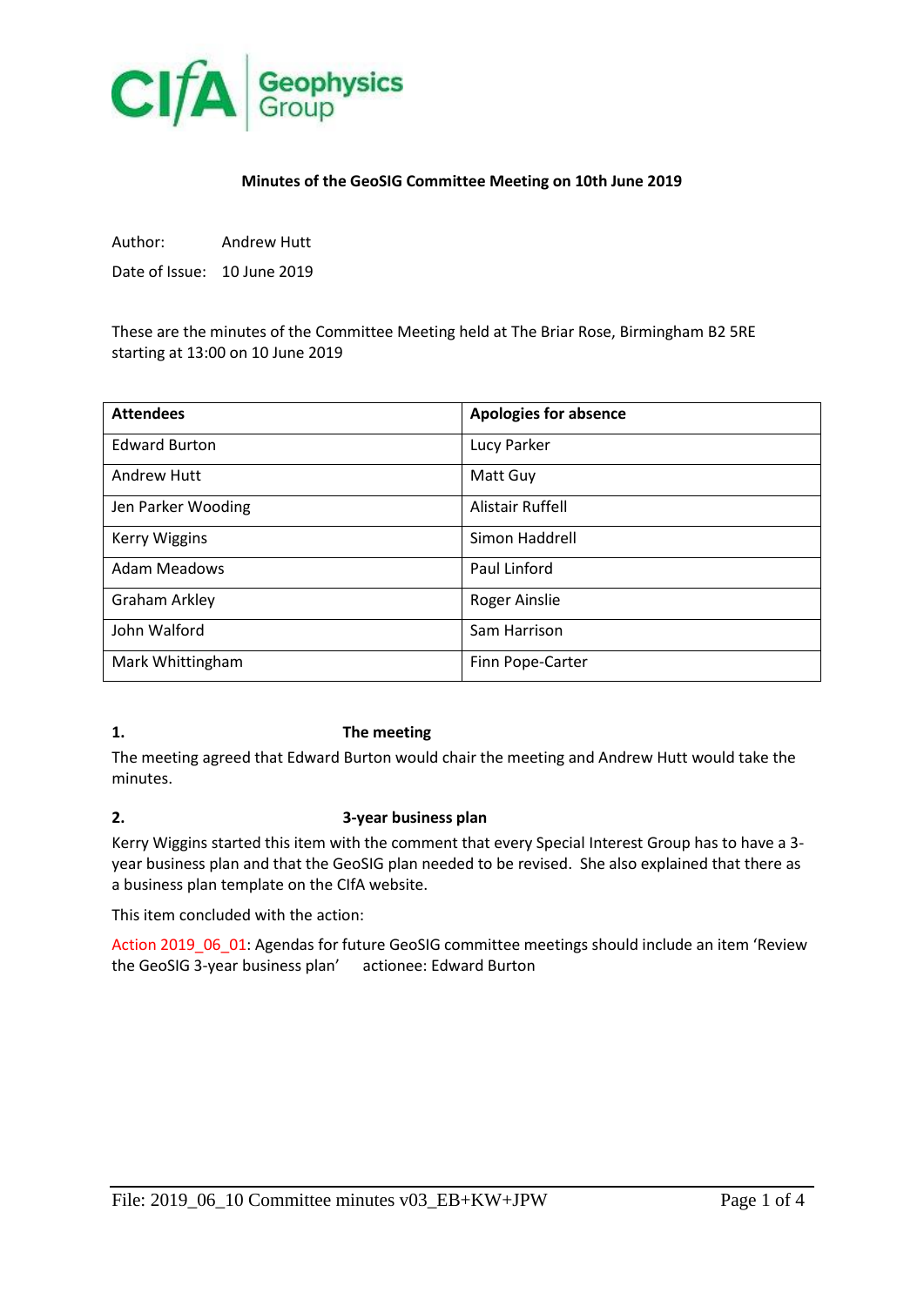**CIfA Geophysics Group**

# Minutes of the GeoSIG Committee Meeting on 10th June 2019

Author: Andrew Hutt

Date of Issue: 10 June 2019

These are the minutes of the Committee Meeting held at The Briar Rose, Birmingham B2 5RE starting at 13:00 on 10 June 2019

| Attendees | Apologies for absence |
|---|---|
| Edward Burton | Lucy Parker |
| Andrew Hutt | Matt Guy |
| Jen Parker Wooding | Alistair Ruffell |
| Kerry Wiggins | Simon Haddrell |
| Adam Meadows | Paul Linford |
| Graham Arkley | Roger Ainslie |
| John Walford | Sam Harrison |
| Mark Whittingham | Finn Pope-Carter |

## 1. The meeting

The meeting agreed that Edward Burton would chair the meeting and Andrew Hutt would take the minutes.

## 2. 3-year business plan

Kerry Wiggins started this item with the comment that every Special Interest Group has to have a 3-year business plan and that the GeoSIG plan needed to be revised. She also explained that there as a business plan template on the CIfA website.

This item concluded with the action:

Action 2019_06_01: Agendas for future GeoSIG committee meetings should include an item 'Review the GeoSIG 3-year business plan' actionee: Edward Burton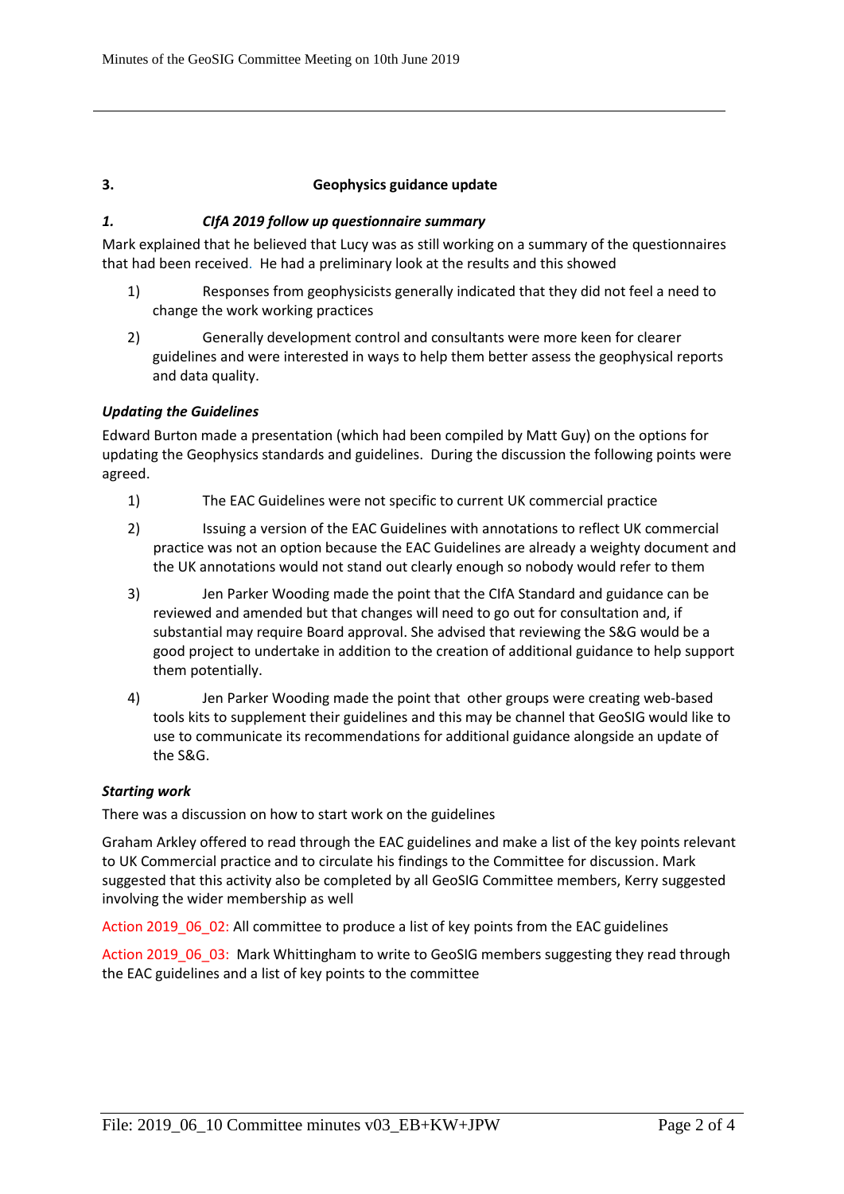## 3. Geophysics guidance update

### *1. CIfA 2019 follow up questionnaire summary*

Mark explained that he believed that Lucy was as still working on a summary of the questionnaires that had been received. He had a preliminary look at the results and this showed

1) Responses from geophysicists generally indicated that they did not feel a need to change the work working practices
2) Generally development control and consultants were more keen for clearer guidelines and were interested in ways to help them better assess the geophysical reports and data quality.

### *Updating the Guidelines*

Edward Burton made a presentation (which had been compiled by Matt Guy) on the options for updating the Geophysics standards and guidelines. During the discussion the following points were agreed.

1) The EAC Guidelines were not specific to current UK commercial practice
2) Issuing a version of the EAC Guidelines with annotations to reflect UK commercial practice was not an option because the EAC Guidelines are already a weighty document and the UK annotations would not stand out clearly enough so nobody would refer to them
3) Jen Parker Wooding made the point that the CIfA Standard and guidance can be reviewed and amended but that changes will need to go out for consultation and, if substantial may require Board approval. She advised that reviewing the S&G would be a good project to undertake in addition to the creation of additional guidance to help support them potentially.
4) Jen Parker Wooding made the point that other groups were creating web-based tools kits to supplement their guidelines and this may be channel that GeoSIG would like to use to communicate its recommendations for additional guidance alongside an update of the S&G.

### *Starting work*

There was a discussion on how to start work on the guidelines

Graham Arkley offered to read through the EAC guidelines and make a list of the key points relevant to UK Commercial practice and to circulate his findings to the Committee for discussion. Mark suggested that this activity also be completed by all GeoSIG Committee members, Kerry suggested involving the wider membership as well

Action 2019_06_02: All committee to produce a list of key points from the EAC guidelines

Action 2019_06_03: Mark Whittingham to write to GeoSIG members suggesting they read through the EAC guidelines and a list of key points to the committee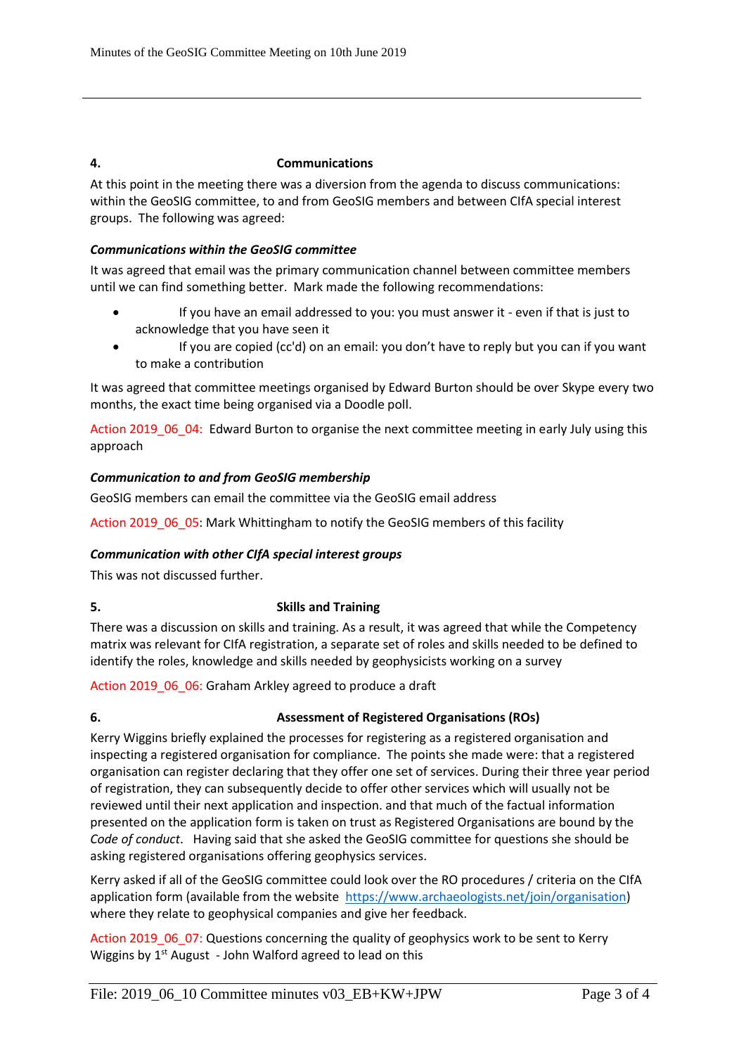## 4. Communications

At this point in the meeting there was a diversion from the agenda to discuss communications: within the GeoSIG committee, to and from GeoSIG members and between CIfA special interest groups. The following was agreed:

### *Communications within the GeoSIG committee*

It was agreed that email was the primary communication channel between committee members until we can find something better. Mark made the following recommendations:

- If you have an email addressed to you: you must answer it - even if that is just to acknowledge that you have seen it
- If you are copied (cc'd) on an email: you don't have to reply but you can if you want to make a contribution

It was agreed that committee meetings organised by Edward Burton should be over Skype every two months, the exact time being organised via a Doodle poll.

Action 2019_06_04: Edward Burton to organise the next committee meeting in early July using this approach

### *Communication to and from GeoSIG membership*

GeoSIG members can email the committee via the GeoSIG email address

Action 2019_06_05: Mark Whittingham to notify the GeoSIG members of this facility

### *Communication with other CIfA special interest groups*

This was not discussed further.

## 5. Skills and Training

There was a discussion on skills and training. As a result, it was agreed that while the Competency matrix was relevant for CIfA registration, a separate set of roles and skills needed to be defined to identify the roles, knowledge and skills needed by geophysicists working on a survey

Action 2019_06_06: Graham Arkley agreed to produce a draft

## 6. Assessment of Registered Organisations (ROs)

Kerry Wiggins briefly explained the processes for registering as a registered organisation and inspecting a registered organisation for compliance. The points she made were: that a registered organisation can register declaring that they offer one set of services. During their three year period of registration, they can subsequently decide to offer other services which will usually not be reviewed until their next application and inspection. and that much of the factual information presented on the application form is taken on trust as Registered Organisations are bound by the *Code of conduct*. Having said that she asked the GeoSIG committee for questions she should be asking registered organisations offering geophysics services.

Kerry asked if all of the GeoSIG committee could look over the RO procedures / criteria on the CIfA application form (available from the website https://www.archaeologists.net/join/organisation) where they relate to geophysical companies and give her feedback.

Action 2019_06_07: Questions concerning the quality of geophysics work to be sent to Kerry Wiggins by 1st August - John Walford agreed to lead on this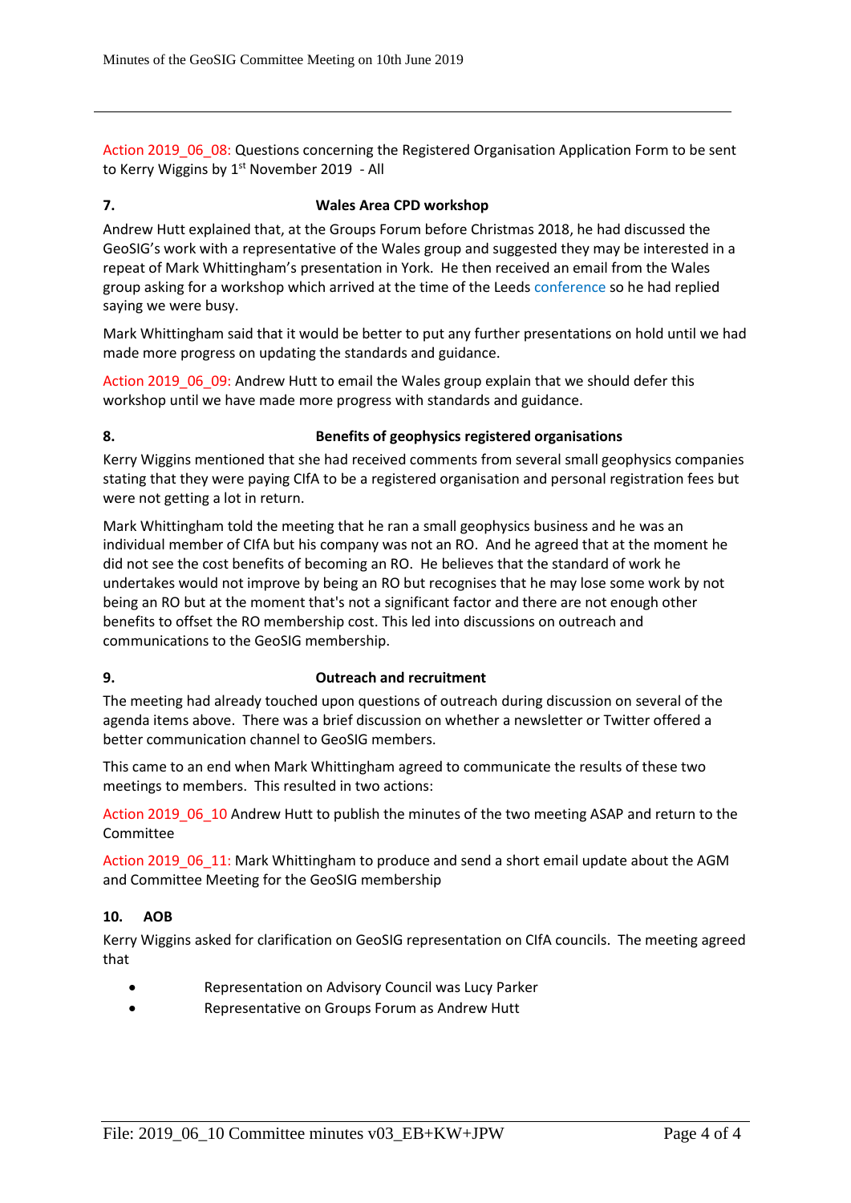Action 2019_06_08: Questions concerning the Registered Organisation Application Form to be sent to Kerry Wiggins by 1st November 2019 - All

**7. Wales Area CPD workshop**

Andrew Hutt explained that, at the Groups Forum before Christmas 2018, he had discussed the GeoSIG's work with a representative of the Wales group and suggested they may be interested in a repeat of Mark Whittingham's presentation in York. He then received an email from the Wales group asking for a workshop which arrived at the time of the Leeds conference so he had replied saying we were busy.

Mark Whittingham said that it would be better to put any further presentations on hold until we had made more progress on updating the standards and guidance.

Action 2019_06_09: Andrew Hutt to email the Wales group explain that we should defer this workshop until we have made more progress with standards and guidance.

**8. Benefits of geophysics registered organisations**

Kerry Wiggins mentioned that she had received comments from several small geophysics companies stating that they were paying CIfA to be a registered organisation and personal registration fees but were not getting a lot in return.

Mark Whittingham told the meeting that he ran a small geophysics business and he was an individual member of CIfA but his company was not an RO. And he agreed that at the moment he did not see the cost benefits of becoming an RO. He believes that the standard of work he undertakes would not improve by being an RO but recognises that he may lose some work by not being an RO but at the moment that's not a significant factor and there are not enough other benefits to offset the RO membership cost. This led into discussions on outreach and communications to the GeoSIG membership.

**9. Outreach and recruitment**

The meeting had already touched upon questions of outreach during discussion on several of the agenda items above. There was a brief discussion on whether a newsletter or Twitter offered a better communication channel to GeoSIG members.

This came to an end when Mark Whittingham agreed to communicate the results of these two meetings to members. This resulted in two actions:

Action 2019_06_10 Andrew Hutt to publish the minutes of the two meeting ASAP and return to the Committee

Action 2019_06_11: Mark Whittingham to produce and send a short email update about the AGM and Committee Meeting for the GeoSIG membership

**10. AOB**

Kerry Wiggins asked for clarification on GeoSIG representation on CIfA councils. The meeting agreed that

- Representation on Advisory Council was Lucy Parker
- Representative on Groups Forum as Andrew Hutt